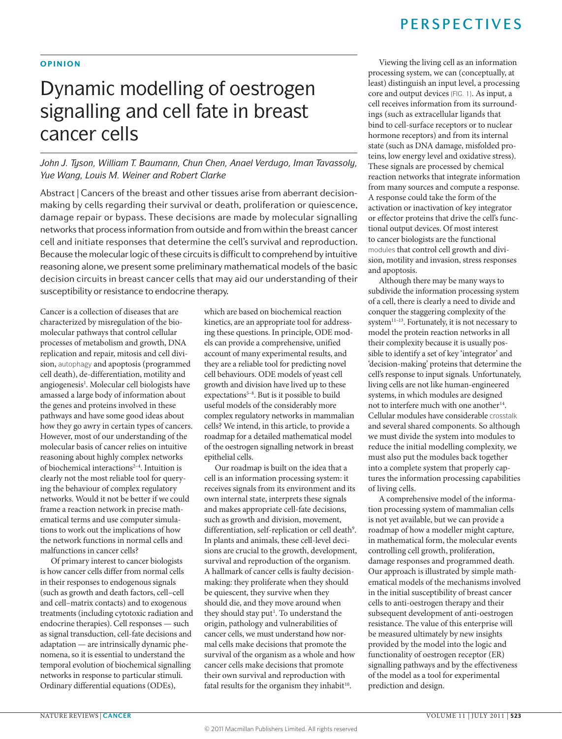OPINION

# Dynamic modelling of oestrogen signalling and cell fate in breast cancer cells

*John J. Tyson, William T. Baumann, Chun Chen, Anael Verdugo, Iman Tavassoly, Yue Wang, Louis M. Weiner and Robert Clarke*

Abstract | Cancers of the breast and other tissues arise from aberrant decision-making by cells regarding their survival or death, proliferation or quiescence, damage repair or bypass. These decisions are made by molecular signalling networks that process information from outside and from within the breast cancer cell and initiate responses that determine the cell's survival and reproduction. Because the molecular logic of these circuits is difficult to comprehend by intuitive reasoning alone, we present some preliminary mathematical models of the basic decision circuits in breast cancer cells that may aid our understanding of their susceptibility or resistance to endocrine therapy.

Cancer is a collection of diseases that are characterized by misregulation of the biomolecular pathways that control cellular processes of metabolism and growth, DNA replication and repair, mitosis and cell division, autophagy and apoptosis (programmed cell death), de-differentiation, motility and angiogenesis[1]. Molecular cell biologists have amassed a large body of information about the genes and proteins involved in these pathways and have some good ideas about how they go awry in certain types of cancers. However, most of our understanding of the molecular basis of cancer relies on intuitive reasoning about highly complex networks of biochemical interactions[2–4]. Intuition is clearly not the most reliable tool for querying the behaviour of complex regulatory networks. Would it not be better if we could frame a reaction network in precise mathematical terms and use computer simulations to work out the implications of how the network functions in normal cells and malfunctions in cancer cells?

Of primary interest to cancer biologists is how cancer cells differ from normal cells in their responses to endogenous signals (such as growth and death factors, cell–cell and cell–matrix contacts) and to exogenous treatments (including cytotoxic radiation and endocrine therapies). Cell responses — such as signal transduction, cell-fate decisions and adaptation — are intrinsically dynamic phenomena, so it is essential to understand the temporal evolution of biochemical signalling networks in response to particular stimuli. Ordinary differential equations (ODEs), which are based on biochemical reaction kinetics, are an appropriate tool for addressing these questions. In principle, ODE models can provide a comprehensive, unified account of many experimental results, and they are a reliable tool for predicting novel cell behaviours. ODE models of yeast cell growth and division have lived up to these expectations[5–8]. But is it possible to build useful models of the considerably more complex regulatory networks in mammalian cells? We intend, in this article, to provide a roadmap for a detailed mathematical model of the oestrogen signalling network in breast epithelial cells.

Our roadmap is built on the idea that a cell is an information processing system: it receives signals from its environment and its own internal state, interprets these signals and makes appropriate cell-fate decisions, such as growth and division, movement, differentiation, self-replication or cell death[9]. In plants and animals, these cell-level decisions are crucial to the growth, development, survival and reproduction of the organism. A hallmark of cancer cells is faulty decision-making: they proliferate when they should be quiescent, they survive when they should die, and they move around when they should stay put[1]. To understand the origin, pathology and vulnerabilities of cancer cells, we must understand how normal cells make decisions that promote the survival of the organism as a whole and how cancer cells make decisions that promote their own survival and reproduction with fatal results for the organism they inhabit[10].

Viewing the living cell as an information processing system, we can (conceptually, at least) distinguish an input level, a processing core and output devices (FIG. 1). As input, a cell receives information from its surroundings (such as extracellular ligands that bind to cell-surface receptors or to nuclear hormone receptors) and from its internal state (such as DNA damage, misfolded proteins, low energy level and oxidative stress). These signals are processed by chemical reaction networks that integrate information from many sources and compute a response. A response could take the form of the activation or inactivation of key integrator or effector proteins that drive the cell's functional output devices. Of most interest to cancer biologists are the functional modules that control cell growth and division, motility and invasion, stress responses and apoptosis.

Although there may be many ways to subdivide the information processing system of a cell, there is clearly a need to divide and conquer the staggering complexity of the system[11–13]. Fortunately, it is not necessary to model the protein reaction networks in all their complexity because it is usually possible to identify a set of key 'integrator' and 'decision-making' proteins that determine the cell's response to input signals. Unfortunately, living cells are not like human-engineered systems, in which modules are designed not to interfere much with one another[14]. Cellular modules have considerable crosstalk and several shared components. So although we must divide the system into modules to reduce the initial modelling complexity, we must also put the modules back together into a complete system that properly captures the information processing capabilities of living cells.

A comprehensive model of the information processing system of mammalian cells is not yet available, but we can provide a roadmap of how a modeller might capture, in mathematical form, the molecular events controlling cell growth, proliferation, damage responses and programmed death. Our approach is illustrated by simple mathematical models of the mechanisms involved in the initial susceptibility of breast cancer cells to anti-oestrogen therapy and their subsequent development of anti-oestrogen resistance. The value of this enterprise will be measured ultimately by new insights provided by the model into the logic and functionality of oestrogen receptor (ER) signalling pathways and by the effectiveness of the model as a tool for experimental prediction and design.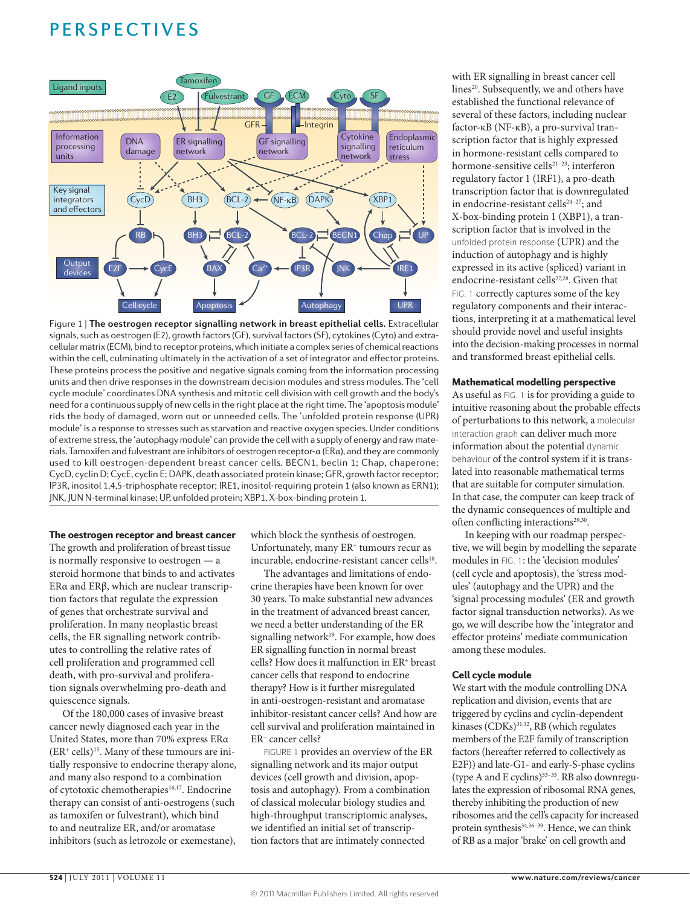Figure 1 | **The oestrogen receptor signalling network in breast epithelial cells.** Extracellular signals, such as oestrogen (E2), growth factors (GF), survival factors (SF), cytokines (Cyto) and extracellular matrix (ECM), bind to receptor proteins, which initiate a complex series of chemical reactions within the cell, culminating ultimately in the activation of a set of integrator and effector proteins. These proteins process the positive and negative signals coming from the information processing units and then drive responses in the downstream decision modules and stress modules. The 'cell cycle module' coordinates DNA synthesis and mitotic cell division with cell growth and the body's need for a continuous supply of new cells in the right place at the right time. The 'apoptosis module' rids the body of damaged, worn out or unneeded cells. The 'unfolded protein response (UPR) module' is a response to stresses such as starvation and reactive oxygen species. Under conditions of extreme stress, the 'autophagy module' can provide the cell with a supply of energy and raw materials. Tamoxifen and fulvestrant are inhibitors of oestrogen receptor-α (ERα), and they are commonly used to kill oestrogen-dependent breast cancer cells. BECN1, beclin 1; Chap, chaperone; CycD, cyclin D; CycE, cyclin E; DAPK, death associated protein kinase; GFR, growth factor receptor; IP3R, inositol 1,4,5-triphosphate receptor; IRE1, inositol-requiring protein 1 (also known as ERN1); JNK, JUN N-terminal kinase; UP, unfolded protein; XBP1, X-box-binding protein 1.

### The oestrogen receptor and breast cancer

The growth and proliferation of breast tissue is normally responsive to oestrogen — a steroid hormone that binds to and activates ERα and ERβ, which are nuclear transcription factors that regulate the expression of genes that orchestrate survival and proliferation. In many neoplastic breast cells, the ER signalling network contributes to controlling the relative rates of cell proliferation and programmed cell death, with pro-survival and proliferation signals overwhelming pro-death and quiescence signals.

Of the 180,000 cases of invasive breast cancer newly diagnosed each year in the United States, more than 70% express ERα ($ER^+$ cells)[15]. Many of these tumours are initially responsive to endocrine therapy alone, and many also respond to a combination of cytotoxic chemotherapies[16,17]. Endocrine therapy can consist of anti-oestrogens (such as tamoxifen or fulvestrant), which bind to and neutralize ER, and/or aromatase inhibitors (such as letrozole or exemestane), which block the synthesis of oestrogen. Unfortunately, many $ER^+$ tumours recur as incurable, endocrine-resistant cancer cells[18].

The advantages and limitations of endocrine therapies have been known for over 30 years. To make substantial new advances in the treatment of advanced breast cancer, we need a better understanding of the ER signalling network[19]. For example, how does ER signalling function in normal breast cells? How does it malfunction in $ER^+$ breast cancer cells that respond to endocrine therapy? How is it further misregulated in anti-oestrogen-resistant and aromatase inhibitor-resistant cancer cells? And how are cell survival and proliferation maintained in $ER^-$ cancer cells?

FIGURE 1 provides an overview of the ER signalling network and its major output devices (cell growth and division, apoptosis and autophagy). From a combination of classical molecular biology studies and high-throughput transcriptomic analyses, we identified an initial set of transcription factors that are intimately connected with ER signalling in breast cancer cell lines[20]. Subsequently, we and others have established the functional relevance of several of these factors, including nuclear factor-κB (NF-κB), a pro-survival transcription factor that is highly expressed in hormone-resistant cells compared to hormone-sensitive cells[21–23]; interferon regulatory factor 1 (IRF1), a pro-death transcription factor that is downregulated in endocrine-resistant cells[24–27]; and X-box-binding protein 1 (XBP1), a transcription factor that is involved in the unfolded protein response (UPR) and the induction of autophagy and is highly expressed in its active (spliced) variant in endocrine-resistant cells[27,28]. Given that FIG. 1 correctly captures some of the key regulatory components and their interactions, interpreting it at a mathematical level should provide novel and useful insights into the decision-making processes in normal and transformed breast epithelial cells.

### Mathematical modelling perspective

As useful as FIG. 1 is for providing a guide to intuitive reasoning about the probable effects of perturbations to this network, a molecular interaction graph can deliver much more information about the potential dynamic behaviour of the control system if it is translated into reasonable mathematical terms that are suitable for computer simulation. In that case, the computer can keep track of the dynamic consequences of multiple and often conflicting interactions[29,30].

In keeping with our roadmap perspective, we will begin by modelling the separate modules in FIG. 1: the 'decision modules' (cell cycle and apoptosis), the 'stress modules' (autophagy and the UPR) and the 'signal processing modules' (ER and growth factor signal transduction networks). As we go, we will describe how the 'integrator and effector proteins' mediate communication among these modules.

### Cell cycle module

We start with the module controlling DNA replication and division, events that are triggered by cyclins and cyclin-dependent kinases (CDKs)[31,32], RB (which regulates members of the E2F family of transcription factors (hereafter referred to collectively as E2F)) and late-G1- and early-S-phase cyclins (type A and E cyclins)[33–35]. RB also downregulates the expression of ribosomal RNA genes, thereby inhibiting the production of new ribosomes and the cell's capacity for increased protein synthesis[34,36–39]. Hence, we can think of RB as a major 'brake' on cell growth and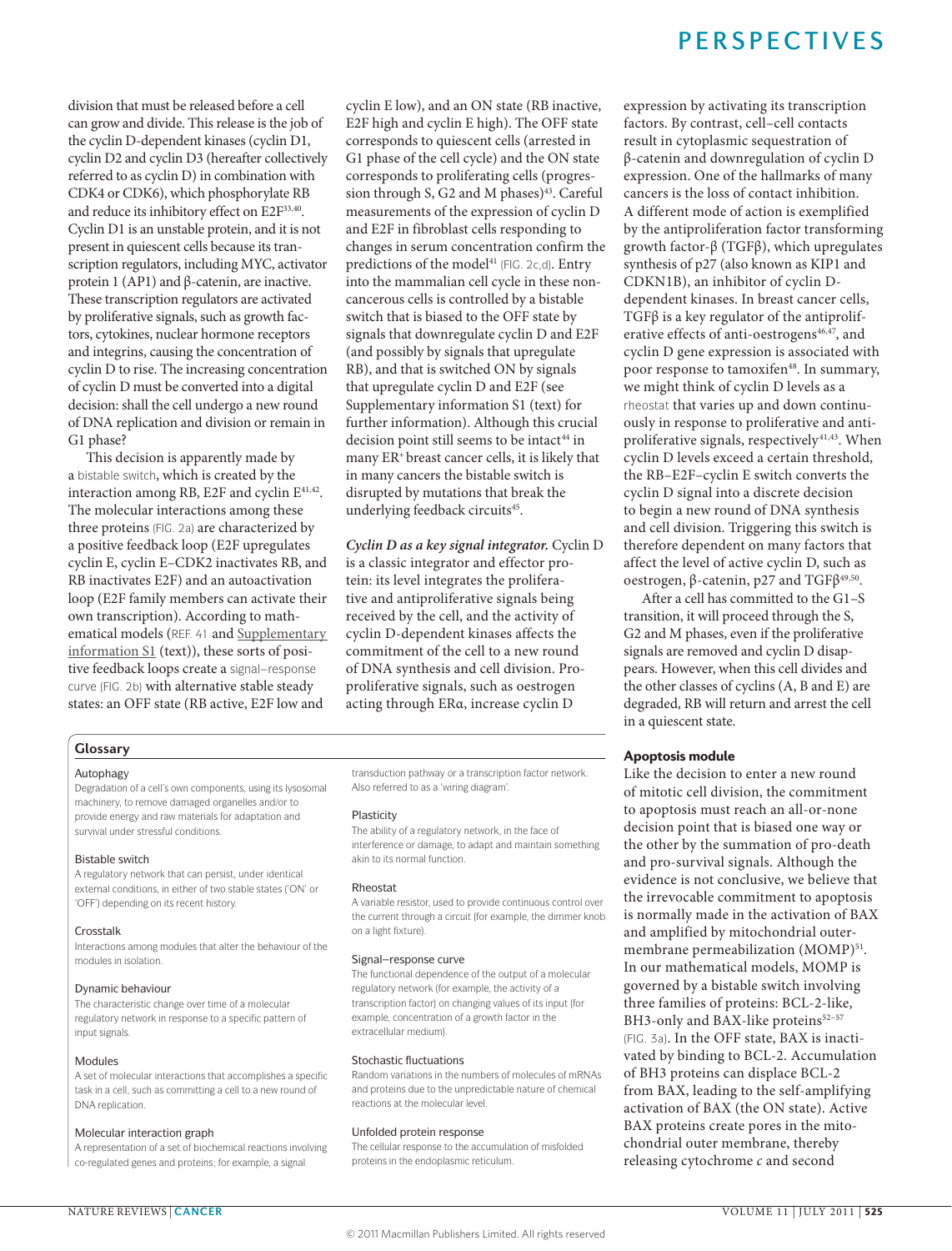division that must be released before a cell can grow and divide. This release is the job of the cyclin D-dependent kinases (cyclin D1, cyclin D2 and cyclin D3 (hereafter collectively referred to as cyclin D) in combination with CDK4 or CDK6), which phosphorylate RB and reduce its inhibitory effect on E2F[33,40]. Cyclin D1 is an unstable protein, and it is not present in quiescent cells because its transcription regulators, including MYC, activator protein 1 (AP1) and β-catenin, are inactive. These transcription regulators are activated by proliferative signals, such as growth factors, cytokines, nuclear hormone receptors and integrins, causing the concentration of cyclin D to rise. The increasing concentration of cyclin D must be converted into a digital decision: shall the cell undergo a new round of DNA replication and division or remain in G1 phase?

This decision is apparently made by a bistable switch, which is created by the interaction among RB, E2F and cyclin E[41,42]. The molecular interactions among these three proteins (FIG. 2a) are characterized by a positive feedback loop (E2F upregulates cyclin E, cyclin E–CDK2 inactivates RB, and RB inactivates E2F) and an autoactivation loop (E2F family members can activate their own transcription). According to mathematical models (REF. 41 and Supplementary information S1 (text)), these sorts of positive feedback loops create a signal–response curve (FIG. 2b) with alternative stable steady states: an OFF state (RB active, E2F low and cyclin E low), and an ON state (RB inactive, E2F high and cyclin E high). The OFF state corresponds to quiescent cells (arrested in G1 phase of the cell cycle) and the ON state corresponds to proliferating cells (progression through S, G2 and M phases)[43]. Careful measurements of the expression of cyclin D and E2F in fibroblast cells responding to changes in serum concentration confirm the predictions of the model[41] (FIG. 2c,d). Entry into the mammalian cell cycle in these non-cancerous cells is controlled by a bistable switch that is biased to the OFF state by signals that downregulate cyclin D and E2F (and possibly by signals that upregulate RB), and that is switched ON by signals that upregulate cyclin D and E2F (see Supplementary information S1 (text) for further information). Although this crucial decision point still seems to be intact[44] in many ER$^+$ breast cancer cells, it is likely that in many cancers the bistable switch is disrupted by mutations that break the underlying feedback circuits[45].

***Cyclin D as a key signal integrator.*** Cyclin D is a classic integrator and effector protein: its level integrates the proliferative and antiproliferative signals being received by the cell, and the activity of cyclin D-dependent kinases affects the commitment of the cell to a new round of DNA synthesis and cell division. Pro-proliferative signals, such as oestrogen acting through ERα, increase cyclin D expression by activating its transcription factors. By contrast, cell–cell contacts result in cytoplasmic sequestration of β-catenin and downregulation of cyclin D expression. One of the hallmarks of many cancers is the loss of contact inhibition. A different mode of action is exemplified by the antiproliferation factor transforming growth factor-β (TGFβ), which upregulates synthesis of p27 (also known as KIP1 and CDKN1B), an inhibitor of cyclin D-dependent kinases. In breast cancer cells, TGFβ is a key regulator of the antiproliferative effects of anti-oestrogens[46,47], and cyclin D gene expression is associated with poor response to tamoxifen[48]. In summary, we might think of cyclin D levels as a rheostat that varies up and down continuously in response to proliferative and antiproliferative signals, respectively[41,43]. When cyclin D levels exceed a certain threshold, the RB–E2F–cyclin E switch converts the cyclin D signal into a discrete decision to begin a new round of DNA synthesis and cell division. Triggering this switch is therefore dependent on many factors that affect the level of active cyclin D, such as oestrogen, β-catenin, p27 and TGFβ[49,50].

After a cell has committed to the G1–S transition, it will proceed through the S, G2 and M phases, even if the proliferative signals are removed and cyclin D disappears. However, when this cell divides and the other classes of cyclins (A, B and E) are degraded, RB will return and arrest the cell in a quiescent state.

## Apoptosis module

Like the decision to enter a new round of mitotic cell division, the commitment to apoptosis must reach an all-or-none decision point that is biased one way or the other by the summation of pro-death and pro-survival signals. Although the evidence is not conclusive, we believe that the irrevocable commitment to apoptosis is normally made in the activation of BAX and amplified by mitochondrial outer-membrane permeabilization (MOMP)[51]. In our mathematical models, MOMP is governed by a bistable switch involving three families of proteins: BCL-2-like, BH3-only and BAX-like proteins[52–57] (FIG. 3a). In the OFF state, BAX is inactivated by binding to BCL-2. Accumulation of BH3 proteins can displace BCL-2 from BAX, leading to the self-amplifying activation of BAX (the ON state). Active BAX proteins create pores in the mitochondrial outer membrane, thereby releasing cytochrome *c* and second

### Glossary

**Autophagy**
Degradation of a cell's own components, using its lysosomal machinery, to remove damaged organelles and/or to provide energy and raw materials for adaptation and survival under stressful conditions.

**Bistable switch**
A regulatory network that can persist, under identical external conditions, in either of two stable states ('ON' or 'OFF') depending on its recent history.

**Crosstalk**
Interactions among modules that alter the behaviour of the modules in isolation.

**Dynamic behaviour**
The characteristic change over time of a molecular regulatory network in response to a specific pattern of input signals.

**Modules**
A set of molecular interactions that accomplishes a specific task in a cell, such as committing a cell to a new round of DNA replication.

**Molecular interaction graph**
A representation of a set of biochemical reactions involving co-regulated genes and proteins; for example, a signal transduction pathway or a transcription factor network. Also referred to as a 'wiring diagram'.

**Plasticity**
The ability of a regulatory network, in the face of interference or damage, to adapt and maintain something akin to its normal function.

**Rheostat**
A variable resistor, used to provide continuous control over the current through a circuit (for example, the dimmer knob on a light fixture).

**Signal–response curve**
The functional dependence of the output of a molecular regulatory network (for example, the activity of a transcription factor) on changing values of its input (for example, concentration of a growth factor in the extracellular medium).

**Stochastic fluctuations**
Random variations in the numbers of molecules of mRNAs and proteins due to the unpredictable nature of chemical reactions at the molecular level.

**Unfolded protein response**
The cellular response to the accumulation of misfolded proteins in the endoplasmic reticulum.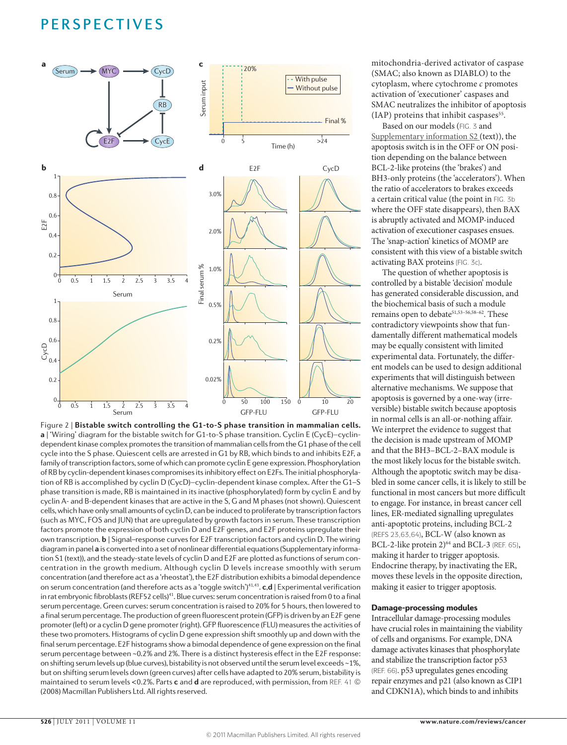Figure 2 | **Bistable switch controlling the G1-to-S phase transition in mammalian cells.** **a** | 'Wiring' diagram for the bistable switch for G1-to-S phase transition. Cyclin E (CycE)–cyclin-dependent kinase complex promotes the transition of mammalian cells from the G1 phase of the cell cycle into the S phase. Quiescent cells are arrested in G1 by RB, which binds to and inhibits E2F, a family of transcription factors, some of which can promote cyclin E gene expression. Phosphorylation of RB by cyclin-dependent kinases compromises its inhibitory effect on E2Fs. The initial phosphorylation of RB is accomplished by cyclin D (CycD)–cyclin-dependent kinase complex. After the G1–S phase transition is made, RB is maintained in its inactive (phosphorylated) form by cyclin E and by cyclin A- and B-dependent kinases that are active in the S, G and M phases (not shown). Quiescent cells, which have only small amounts of cyclin D, can be induced to proliferate by transcription factors (such as MYC, FOS and JUN) that are upregulated by growth factors in serum. These transcription factors promote the expression of both cyclin D and E2F genes, and E2F proteins upregulate their own transcription. **b** | Signal–response curves for E2F transcription factors and cyclin D. The wiring diagram in panel **a** is converted into a set of nonlinear differential equations (Supplementary information S1 (text)), and the steady-state levels of cyclin D and E2F are plotted as functions of serum concentration in the growth medium. Although cyclin D levels increase smoothly with serum concentration (and therefore act as a 'rheostat'), the E2F distribution exhibits a bimodal dependence on serum concentration (and therefore acts as a 'toggle switch')[41,43]. **c**,**d** | Experimental verification in rat embryonic fibroblasts (REF52 cells)[41]. Blue curves: serum concentration is raised from 0 to a final serum percentage. Green curves: serum concentration is raised to 20% for 5 hours, then lowered to a final serum percentage. The production of green fluorescent protein (GFP) is driven by an E2F gene promoter (left) or a cyclin D gene promoter (right). GFP fluorescence (FLU) measures the activities of these two promoters. Histograms of cyclin D gene expression shift smoothly up and down with the final serum percentage. E2F histograms show a bimodal dependence of gene expression on the final serum percentage between ~0.2% and 2%. There is a distinct hysteresis effect in the E2F response: on shifting serum levels up (blue curves), bistability is not observed until the serum level exceeds ~1%, but on shifting serum levels down (green curves) after cells have adapted to 20% serum, bistability is maintained to serum levels <0.2%. Parts **c** and **d** are reproduced, with permission, from REF. 41 © (2008) Macmillan Publishers Ltd. All rights reserved.

mitochondria-derived activator of caspase (SMAC; also known as DIABLO) to the cytoplasm, where cytochrome *c* promotes activation of 'executioner' caspases and SMAC neutralizes the inhibitor of apoptosis (IAP) proteins that inhibit caspases[55].

Based on our models (FIG. 3 and Supplementary information S2 (text)), the apoptosis switch is in the OFF or ON position depending on the balance between BCL-2-like proteins (the 'brakes') and BH3-only proteins (the 'accelerators'). When the ratio of accelerators to brakes exceeds a certain critical value (the point in FIG. 3b where the OFF state disappears), then BAX is abruptly activated and MOMP-induced activation of executioner caspases ensues. The 'snap-action' kinetics of MOMP are consistent with this view of a bistable switch activating BAX proteins (FIG. 3c).

The question of whether apoptosis is controlled by a bistable 'decision' module has generated considerable discussion, and the biochemical basis of such a module remains open to debate[51,53–56,58–62]. These contradictory viewpoints show that fundamentally different mathematical models may be equally consistent with limited experimental data. Fortunately, the different models can be used to design additional experiments that will distinguish between alternative mechanisms. We suppose that apoptosis is governed by a one-way (irreversible) bistable switch because apoptosis in normal cells is an all-or-nothing affair. We interpret the evidence to suggest that the decision is made upstream of MOMP and that the BH3–BCL-2–BAX module is the most likely locus for the bistable switch. Although the apoptotic switch may be disabled in some cancer cells, it is likely to still be functional in most cancers but more difficult to engage. For instance, in breast cancer cell lines, ER-mediated signalling upregulates anti-apoptotic proteins, including BCL-2 (REFS 23,63,64), BCL-W (also known as BCL-2-like protein 2)[64] and BCL-3 (REF. 65), making it harder to trigger apoptosis. Endocrine therapy, by inactivating the ER, moves these levels in the opposite direction, making it easier to trigger apoptosis.

### Damage-processing modules

Intracellular damage-processing modules have crucial roles in maintaining the viability of cells and organisms. For example, DNA damage activates kinases that phosphorylate and stabilize the transcription factor p53 (REF. 66). p53 upregulates genes encoding repair enzymes and p21 (also known as CIP1 and CDKN1A), which binds to and inhibits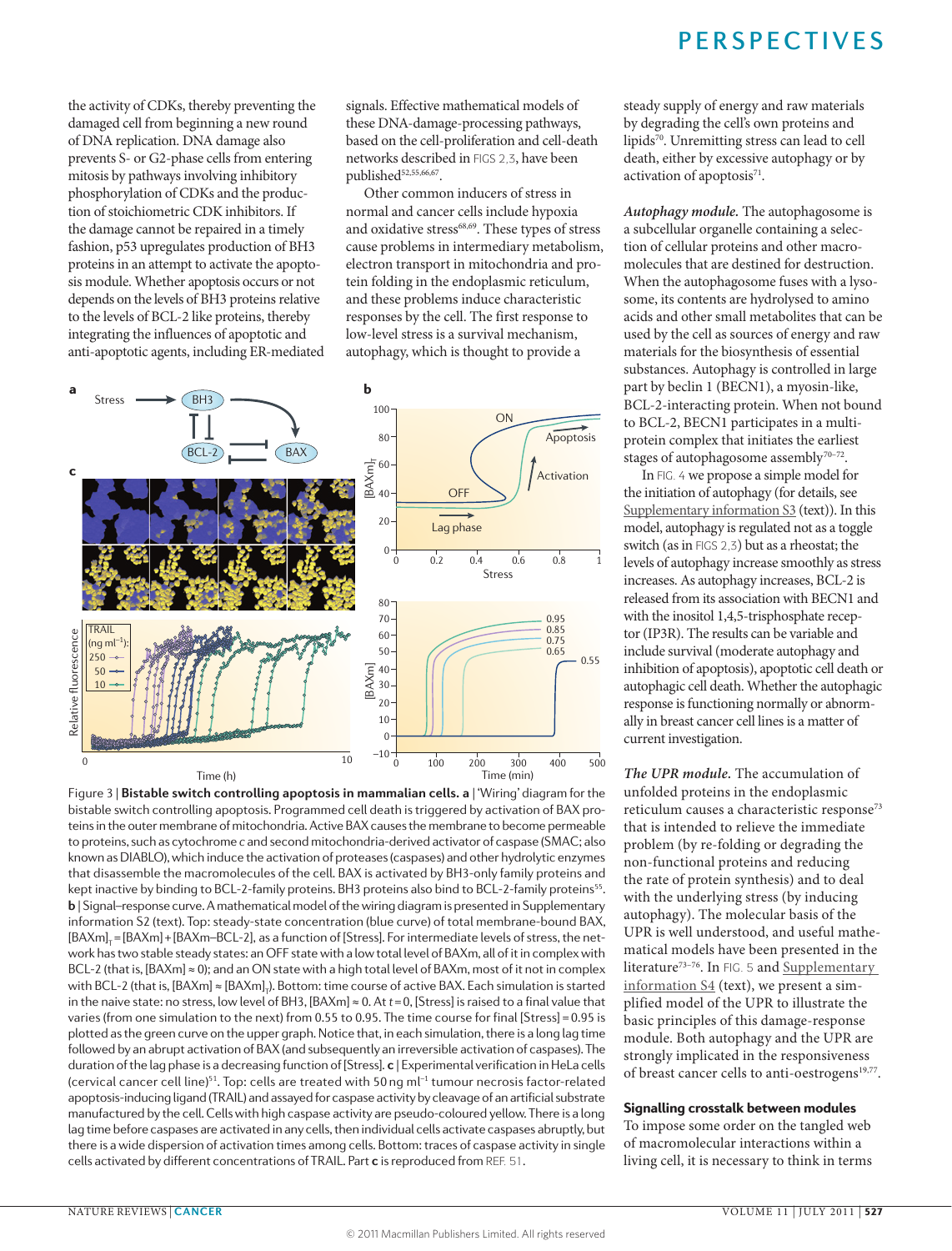the activity of CDKs, thereby preventing the damaged cell from beginning a new round of DNA replication. DNA damage also prevents S- or G2-phase cells from entering mitosis by pathways involving inhibitory phosphorylation of CDKs and the production of stoichiometric CDK inhibitors. If the damage cannot be repaired in a timely fashion, p53 upregulates production of BH3 proteins in an attempt to activate the apoptosis module. Whether apoptosis occurs or not depends on the levels of BH3 proteins relative to the levels of BCL-2 like proteins, thereby integrating the influences of apoptotic and anti-apoptotic agents, including ER-mediated signals. Effective mathematical models of these DNA-damage-processing pathways, based on the cell-proliferation and cell-death networks described in FIGS 2,3, have been published[52,55,66,67].

Other common inducers of stress in normal and cancer cells include hypoxia and oxidative stress[68,69]. These types of stress cause problems in intermediary metabolism, electron transport in mitochondria and protein folding in the endoplasmic reticulum, and these problems induce characteristic responses by the cell. The first response to low-level stress is a survival mechanism, autophagy, which is thought to provide a steady supply of energy and raw materials by degrading the cell's own proteins and lipids[70]. Unremitting stress can lead to cell death, either by excessive autophagy or by activation of apoptosis[71].

*Autophagy module.* The autophagosome is a subcellular organelle containing a selection of cellular proteins and other macromolecules that are destined for destruction. When the autophagosome fuses with a lysosome, its contents are hydrolysed to amino acids and other small metabolites that can be used by the cell as sources of energy and raw materials for the biosynthesis of essential substances. Autophagy is controlled in large part by beclin 1 (BECN1), a myosin-like, BCL-2-interacting protein. When not bound to BCL-2, BECN1 participates in a multiprotein complex that initiates the earliest stages of autophagosome assembly[70–72].

In FIG. 4 we propose a simple model for the initiation of autophagy (for details, see Supplementary information S3 (text)). In this model, autophagy is regulated not as a toggle switch (as in FIGS 2,3) but as a rheostat; the levels of autophagy increase smoothly as stress increases. As autophagy increases, BCL-2 is released from its association with BECN1 and with the inositol 1,4,5-trisphosphate receptor (IP3R). The results can be variable and include survival (moderate autophagy and inhibition of apoptosis), apoptotic cell death or autophagic cell death. Whether the autophagic response is functioning normally or abnormally in breast cancer cell lines is a matter of current investigation.

*The UPR module.* The accumulation of unfolded proteins in the endoplasmic reticulum causes a characteristic response[73] that is intended to relieve the immediate problem (by re-folding or degrading the non-functional proteins and reducing the rate of protein synthesis) and to deal with the underlying stress (by inducing autophagy). The molecular basis of the UPR is well understood, and useful mathematical models have been presented in the literature[73–76]. In FIG. 5 and Supplementary information S4 (text), we present a simplified model of the UPR to illustrate the basic principles of this damage-response module. Both autophagy and the UPR are strongly implicated in the responsiveness of breast cancer cells to anti-oestrogens[19,77].

## Signalling crosstalk between modules

To impose some order on the tangled web of macromolecular interactions within a living cell, it is necessary to think in terms

Figure 3 | **Bistable switch controlling apoptosis in mammalian cells. a** | 'Wiring' diagram for the bistable switch controlling apoptosis. Programmed cell death is triggered by activation of BAX proteins in the outer membrane of mitochondria. Active BAX causes the membrane to become permeable to proteins, such as cytochrome *c* and second mitochondria-derived activator of caspase (SMAC; also known as DIABLO), which induce the activation of proteases (caspases) and other hydrolytic enzymes that disassemble the macromolecules of the cell. BAX is activated by BH3-only family proteins and kept inactive by binding to BCL-2-family proteins. BH3 proteins also bind to BCL-2-family proteins[55]. **b** | Signal–response curve. A mathematical model of the wiring diagram is presented in Supplementary information S2 (text). Top: steady-state concentration (blue curve) of total membrane-bound BAX, $[BAXm]_T = [BAXm] + [BAXm–BCL-2]$, as a function of [Stress]. For intermediate levels of stress, the network has two stable steady states: an OFF state with a low total level of BAXm, all of it in complex with BCL-2 (that is, $[BAXm] \approx 0$); and an ON state with a high total level of BAXm, most of it not in complex with BCL-2 (that is, $[BAXm] \approx [BAXm]_T$). Bottom: time course of active BAX. Each simulation is started in the naive state: no stress, low level of BH3, $[BAXm] \approx 0$. At $t = 0$, [Stress] is raised to a final value that varies (from one simulation to the next) from 0.55 to 0.95. The time course for final [Stress] = 0.95 is plotted as the green curve on the upper graph. Notice that, in each simulation, there is a long lag time followed by an abrupt activation of BAX (and subsequently an irreversible activation of caspases). The duration of the lag phase is a decreasing function of [Stress]. **c** | Experimental verification in HeLa cells (cervical cancer cell line)[51]. Top: cells are treated with 50 ng ml$^{-1}$ tumour necrosis factor-related apoptosis-inducing ligand (TRAIL) and assayed for caspase activity by cleavage of an artificial substrate manufactured by the cell. Cells with high caspase activity are pseudo-coloured yellow. There is a long lag time before caspases are activated in any cells, then individual cells activate caspases abruptly, but there is a wide dispersion of activation times among cells. Bottom: traces of caspase activity in single cells activated by different concentrations of TRAIL. Part **c** is reproduced from REF. 51.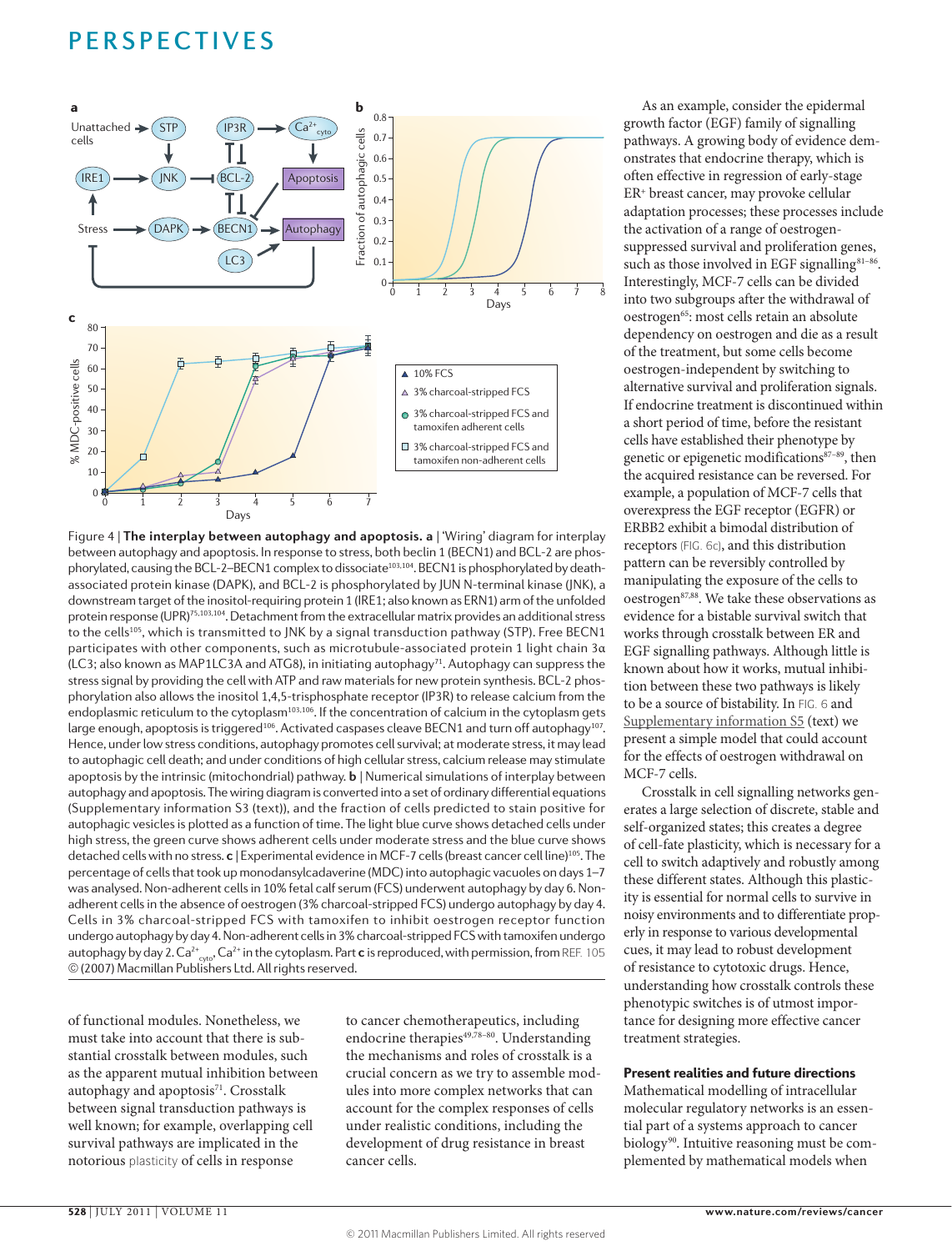Figure 4 | **The interplay between autophagy and apoptosis. a** | 'Wiring' diagram for interplay between autophagy and apoptosis. In response to stress, both beclin 1 (BECN1) and BCL-2 are phosphorylated, causing the BCL-2–BECN1 complex to dissociate[103,104]. BECN1 is phosphorylated by death-associated protein kinase (DAPK), and BCL-2 is phosphorylated by JUN N-terminal kinase (JNK), a downstream target of the inositol-requiring protein 1 (IRE1; also known as ERN1) arm of the unfolded protein response (UPR)[75,103,104]. Detachment from the extracellular matrix provides an additional stress to the cells[105], which is transmitted to JNK by a signal transduction pathway (STP). Free BECN1 participates with other components, such as microtubule-associated protein 1 light chain 3α (LC3; also known as MAP1LC3A and ATG8), in initiating autophagy[71]. Autophagy can suppress the stress signal by providing the cell with ATP and raw materials for new protein synthesis. BCL-2 phosphorylation also allows the inositol 1,4,5-trisphosphate receptor (IP3R) to release calcium from the endoplasmic reticulum to the cytoplasm[103,106]. If the concentration of calcium in the cytoplasm gets large enough, apoptosis is triggered[106]. Activated caspases cleave BECN1 and turn off autophagy[107]. Hence, under low stress conditions, autophagy promotes cell survival; at moderate stress, it may lead to autophagic cell death; and under conditions of high cellular stress, calcium release may stimulate apoptosis by the intrinsic (mitochondrial) pathway. **b** | Numerical simulations of interplay between autophagy and apoptosis. The wiring diagram is converted into a set of ordinary differential equations (Supplementary information S3 (text)), and the fraction of cells predicted to stain positive for autophagic vesicles is plotted as a function of time. The light blue curve shows detached cells under high stress, the green curve shows adherent cells under moderate stress and the blue curve shows detached cells with no stress. **c** | Experimental evidence in MCF-7 cells (breast cancer cell line)[105]. The percentage of cells that took up monodansylcadaverine (MDC) into autophagic vacuoles on days 1–7 was analysed. Non-adherent cells in 10% fetal calf serum (FCS) underwent autophagy by day 6. Non-adherent cells in the absence of oestrogen (3% charcoal-stripped FCS) undergo autophagy by day 4. Cells in 3% charcoal-stripped FCS with tamoxifen to inhibit oestrogen receptor function undergo autophagy by day 4. Non-adherent cells in 3% charcoal-stripped FCS with tamoxifen undergo autophagy by day 2. $Ca^{2+}_{cyto}$, $Ca^{2+}$ in the cytoplasm. Part **c** is reproduced, with permission, from REF. 105 © (2007) Macmillan Publishers Ltd. All rights reserved.

of functional modules. Nonetheless, we must take into account that there is substantial crosstalk between modules, such as the apparent mutual inhibition between autophagy and apoptosis[71]. Crosstalk between signal transduction pathways is well known; for example, overlapping cell survival pathways are implicated in the notorious plasticity of cells in response to cancer chemotherapeutics, including endocrine therapies[49,78–80]. Understanding the mechanisms and roles of crosstalk is a crucial concern as we try to assemble modules into more complex networks that can account for the complex responses of cells under realistic conditions, including the development of drug resistance in breast cancer cells.

As an example, consider the epidermal growth factor (EGF) family of signalling pathways. A growing body of evidence demonstrates that endocrine therapy, which is often effective in regression of early-stage ER[+] breast cancer, may provoke cellular adaptation processes; these processes include the activation of a range of oestrogen-suppressed survival and proliferation genes, such as those involved in EGF signalling[81–86]. Interestingly, MCF-7 cells can be divided into two subgroups after the withdrawal of oestrogen[65]: most cells retain an absolute dependency on oestrogen and die as a result of the treatment, but some cells become oestrogen-independent by switching to alternative survival and proliferation signals. If endocrine treatment is discontinued within a short period of time, before the resistant cells have established their phenotype by genetic or epigenetic modifications[87–89], then the acquired resistance can be reversed. For example, a population of MCF-7 cells that overexpress the EGF receptor (EGFR) or ERBB2 exhibit a bimodal distribution of receptors (FIG. 6c), and this distribution pattern can be reversibly controlled by manipulating the exposure of the cells to oestrogen[87,88]. We take these observations as evidence for a bistable survival switch that works through crosstalk between ER and EGF signalling pathways. Although little is known about how it works, mutual inhibition between these two pathways is likely to be a source of bistability. In FIG. 6 and Supplementary information S5 (text) we present a simple model that could account for the effects of oestrogen withdrawal on MCF-7 cells.

Crosstalk in cell signalling networks generates a large selection of discrete, stable and self-organized states; this creates a degree of cell-fate plasticity, which is necessary for a cell to switch adaptively and robustly among these different states. Although this plasticity is essential for normal cells to survive in noisy environments and to differentiate properly in response to various developmental cues, it may lead to robust development of resistance to cytotoxic drugs. Hence, understanding how crosstalk controls these phenotypic switches is of utmost importance for designing more effective cancer treatment strategies.

### Present realities and future directions

Mathematical modelling of intracellular molecular regulatory networks is an essential part of a systems approach to cancer biology[90]. Intuitive reasoning must be complemented by mathematical models when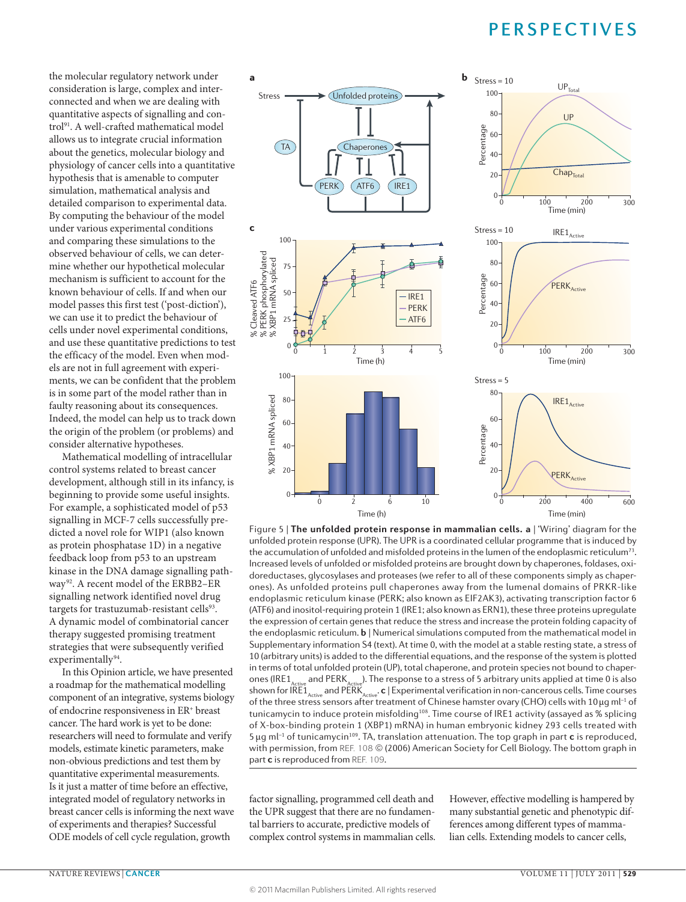the molecular regulatory network under consideration is large, complex and interconnected and when we are dealing with quantitative aspects of signalling and control[91]. A well-crafted mathematical model allows us to integrate crucial information about the genetics, molecular biology and physiology of cancer cells into a quantitative hypothesis that is amenable to computer simulation, mathematical analysis and detailed comparison to experimental data. By computing the behaviour of the model under various experimental conditions and comparing these simulations to the observed behaviour of cells, we can determine whether our hypothetical molecular mechanism is sufficient to account for the known behaviour of cells. If and when our model passes this first test ('post-diction'), we can use it to predict the behaviour of cells under novel experimental conditions, and use these quantitative predictions to test the efficacy of the model. Even when models are not in full agreement with experiments, we can be confident that the problem is in some part of the model rather than in faulty reasoning about its consequences. Indeed, the model can help us to track down the origin of the problem (or problems) and consider alternative hypotheses.

Mathematical modelling of intracellular control systems related to breast cancer development, although still in its infancy, is beginning to provide some useful insights. For example, a sophisticated model of p53 signalling in MCF-7 cells successfully predicted a novel role for WIP1 (also known as protein phosphatase 1D) in a negative feedback loop from p53 to an upstream kinase in the DNA damage signalling pathway[92]. A recent model of the ERBB2–ER signalling network identified novel drug targets for trastuzumab-resistant cells[93]. A dynamic model of combinatorial cancer therapy suggested promising treatment strategies that were subsequently verified experimentally[94].

In this Opinion article, we have presented a roadmap for the mathematical modelling component of an integrative, systems biology of endocrine responsiveness in $ER^+$ breast cancer. The hard work is yet to be done: researchers will need to formulate and verify models, estimate kinetic parameters, make non-obvious predictions and test them by quantitative experimental measurements. Is it just a matter of time before an effective, integrated model of regulatory networks in breast cancer cells is informing the next wave of experiments and therapies? Successful ODE models of cell cycle regulation, growth factor signalling, programmed cell death and the UPR suggest that there are no fundamental barriers to accurate, predictive models of complex control systems in mammalian cells. However, effective modelling is hampered by many substantial genetic and phenotypic differences among different types of mammalian cells. Extending models to cancer cells,

Figure 5 | **The unfolded protein response in mammalian cells. a** | 'Wiring' diagram for the unfolded protein response (UPR). The UPR is a coordinated cellular programme that is induced by the accumulation of unfolded and misfolded proteins in the lumen of the endoplasmic reticulum[73]. Increased levels of unfolded or misfolded proteins are brought down by chaperones, foldases, oxidoreductases, glycosylases and proteases (we refer to all of these components simply as chaperones). As unfolded proteins pull chaperones away from the lumenal domains of PRKR-like endoplasmic reticulum kinase (PERK; also known as EIF2AK3), activating transcription factor 6 (ATF6) and inositol-requiring protein 1 (IRE1; also known as ERN1), these three proteins upregulate the expression of certain genes that reduce the stress and increase the protein folding capacity of the endoplasmic reticulum. **b** | Numerical simulations computed from the mathematical model in Supplementary information S4 (text). At time 0, with the model at a stable resting state, a stress of 10 (arbitrary units) is added to the differential equations, and the response of the system is plotted in terms of total unfolded protein (UP), total chaperone, and protein species not bound to chaperones ($IRE1_{Active}$ and $PERK_{Active}$). The response to a stress of 5 arbitrary units applied at time 0 is also shown for $IRE1_{Active}$ and $PERK_{Active}$. **c** | Experimental verification in non-cancerous cells. Time courses of the three stress sensors after treatment of Chinese hamster ovary (CHO) cells with 10 μg $ml^{-1}$ of tunicamycin to induce protein misfolding[108]. Time course of IRE1 activity (assayed as % splicing of X-box-binding protein 1 (XBP1) mRNA) in human embryonic kidney 293 cells treated with 5 μg $ml^{-1}$ of tunicamycin[109]. TA, translation attenuation. The top graph in part **c** is reproduced, with permission, from REF. 108 © (2006) American Society for Cell Biology. The bottom graph in part **c** is reproduced from REF. 109.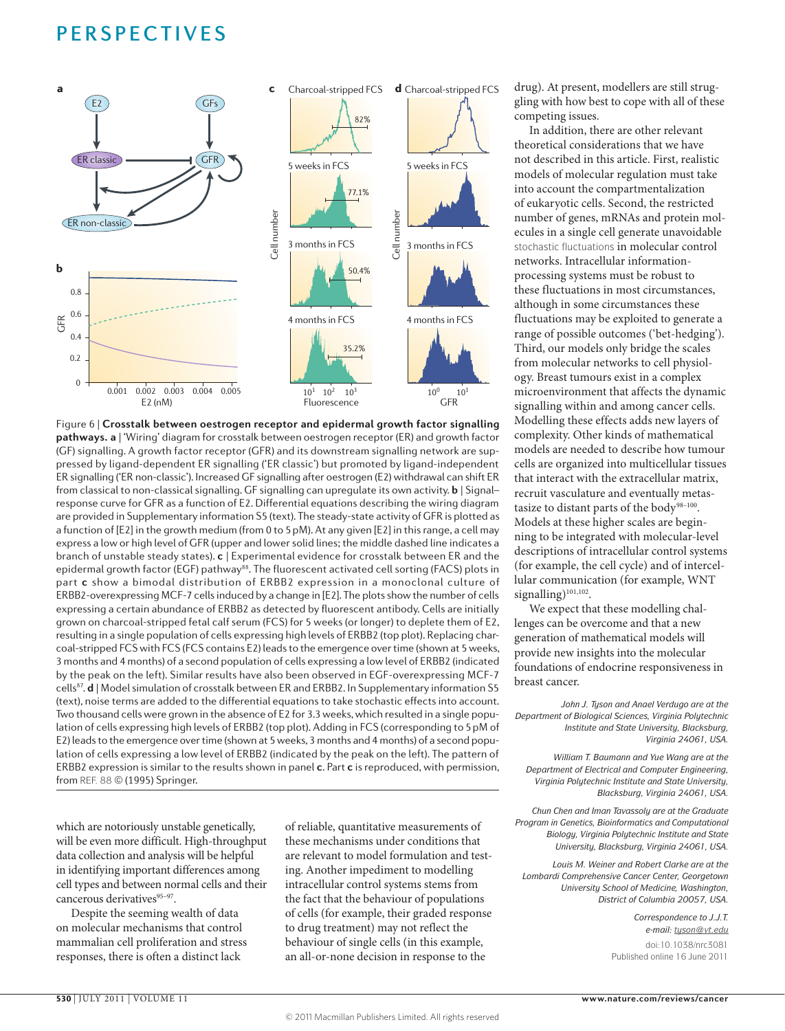Figure 6 | **Crosstalk between oestrogen receptor and epidermal growth factor signalling pathways. a** | 'Wiring' diagram for crosstalk between oestrogen receptor (ER) and growth factor (GF) signalling. A growth factor receptor (GFR) and its downstream signalling network are suppressed by ligand-dependent ER signalling ('ER classic') but promoted by ligand-independent ER signalling ('ER non-classic'). Increased GF signalling after oestrogen (E2) withdrawal can shift ER from classical to non-classical signalling. GF signalling can upregulate its own activity. **b** | Signal–response curve for GFR as a function of E2. Differential equations describing the wiring diagram are provided in Supplementary information S5 (text). The steady-state activity of GFR is plotted as a function of [E2] in the growth medium (from 0 to 5 pM). At any given [E2] in this range, a cell may express a low or high level of GFR (upper and lower solid lines; the middle dashed line indicates a branch of unstable steady states). **c** | Experimental evidence for crosstalk between ER and the epidermal growth factor (EGF) pathway[88]. The fluorescent activated cell sorting (FACS) plots in part **c** show a bimodal distribution of ERBB2 expression in a monoclonal culture of ERBB2-overexpressing MCF-7 cells induced by a change in [E2]. The plots show the number of cells expressing a certain abundance of ERBB2 as detected by fluorescent antibody. Cells are initially grown on charcoal-stripped fetal calf serum (FCS) for 5 weeks (or longer) to deplete them of E2, resulting in a single population of cells expressing high levels of ERBB2 (top plot). Replacing charcoal-stripped FCS with FCS (FCS contains E2) leads to the emergence over time (shown at 5 weeks, 3 months and 4 months) of a second population of cells expressing a low level of ERBB2 (indicated by the peak on the left). Similar results have also been observed in EGF-overexpressing MCF-7 cells[87]. **d** | Model simulation of crosstalk between ER and ERBB2. In Supplementary information S5 (text), noise terms are added to the differential equations to take stochastic effects into account. Two thousand cells were grown in the absence of E2 for 3.3 weeks, which resulted in a single population of cells expressing high levels of ERBB2 (top plot). Adding in FCS (corresponding to 5 pM of E2) leads to the emergence over time (shown at 5 weeks, 3 months and 4 months) of a second population of cells expressing a low level of ERBB2 (indicated by the peak on the left). The pattern of ERBB2 expression is similar to the results shown in panel **c**. Part **c** is reproduced, with permission, from REF. 88 © (1995) Springer.

which are notoriously unstable genetically, will be even more difficult. High-throughput data collection and analysis will be helpful in identifying important differences among cell types and between normal cells and their cancerous derivatives[95–97].

Despite the seeming wealth of data on molecular mechanisms that control mammalian cell proliferation and stress responses, there is often a distinct lack of reliable, quantitative measurements of these mechanisms under conditions that are relevant to model formulation and testing. Another impediment to modelling intracellular control systems stems from the fact that the behaviour of populations of cells (for example, their graded response to drug treatment) may not reflect the behaviour of single cells (in this example, an all-or-none decision in response to the drug). At present, modellers are still struggling with how best to cope with all of these competing issues.

In addition, there are other relevant theoretical considerations that we have not described in this article. First, realistic models of molecular regulation must take into account the compartmentalization of eukaryotic cells. Second, the restricted number of genes, mRNAs and protein molecules in a single cell generate unavoidable stochastic fluctuations in molecular control networks. Intracellular information-processing systems must be robust to these fluctuations in most circumstances, although in some circumstances these fluctuations may be exploited to generate a range of possible outcomes ('bet-hedging'). Third, our models only bridge the scales from molecular networks to cell physiology. Breast tumours exist in a complex microenvironment that affects the dynamic signalling within and among cancer cells. Modelling these effects adds new layers of complexity. Other kinds of mathematical models are needed to describe how tumour cells are organized into multicellular tissues that interact with the extracellular matrix, recruit vasculature and eventually metastasize to distant parts of the body[98–100]. Models at these higher scales are beginning to be integrated with molecular-level descriptions of intracellular control systems (for example, the cell cycle) and of intercellular communication (for example, WNT signalling)[101,102].

We expect that these modelling challenges can be overcome and that a new generation of mathematical models will provide new insights into the molecular foundations of endocrine responsiveness in breast cancer.

*John J. Tyson and Anael Verdugo are at the Department of Biological Sciences, Virginia Polytechnic Institute and State University, Blacksburg, Virginia 24061, USA.*

*William T. Baumann and Yue Wang are at the Department of Electrical and Computer Engineering, Virginia Polytechnic Institute and State University, Blacksburg, Virginia 24061, USA.*

*Chun Chen and Iman Tavassoly are at the Graduate Program in Genetics, Bioinformatics and Computational Biology, Virginia Polytechnic Institute and State University, Blacksburg, Virginia 24061, USA.*

*Louis M. Weiner and Robert Clarke are at the Lombardi Comprehensive Cancer Center, Georgetown University School of Medicine, Washington, District of Columbia 20057, USA.*

*Correspondence to J.J.T.*
*e-mail: tyson@vt.edu*

doi:10.1038/nrc3081
Published online 16 June 2011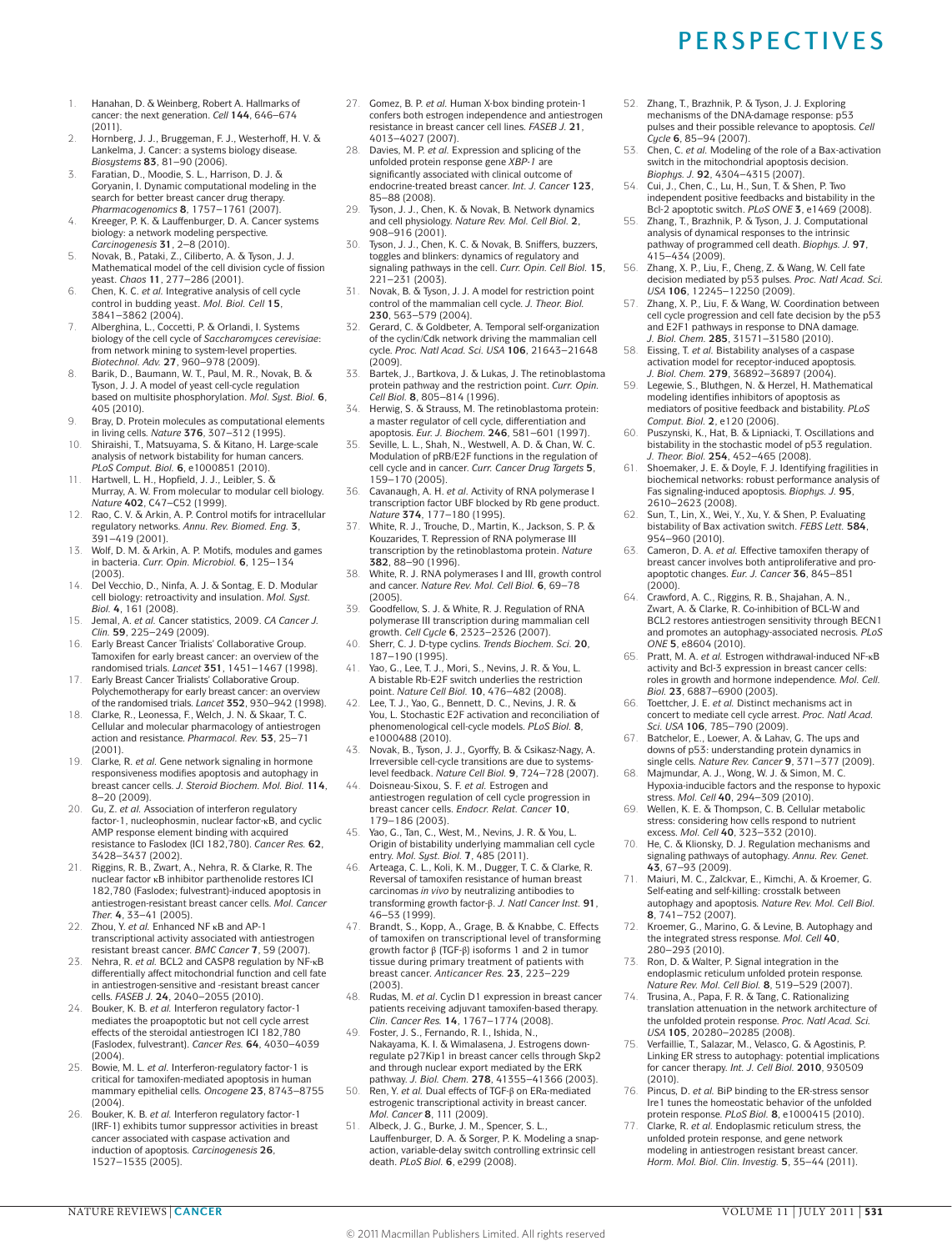1. Hanahan, D. & Weinberg, Robert A. Hallmarks of cancer: the next generation. *Cell* **144**, 646–674 (2011).
2. Hornberg, J. J., Bruggeman, F. J., Westerhoff, H. V. & Lankelma, J. Cancer: a systems biology disease. *Biosystems* **83**, 81–90 (2006).
3. Faratian, D., Moodie, S. L., Harrison, D. J. & Goryanin, I. Dynamic computational modeling in the search for better breast cancer drug therapy. *Pharmacogenomics* **8**, 1757–1761 (2007).
4. Kreeger, P. K. & Lauffenburger, D. A. Cancer systems biology: a network modeling perspective. *Carcinogenesis* **31**, 2–8 (2010).
5. Novak, B., Pataki, Z., Ciliberto, A. & Tyson, J. J. Mathematical model of the cell division cycle of fission yeast. *Chaos* **11**, 277–286 (2001).
6. Chen, K. C. *et al.* Integrative analysis of cell cycle control in budding yeast. *Mol. Biol. Cell* **15**, 3841–3862 (2004).
7. Alberghina, L., Coccetti, P. & Orlandi, I. Systems biology of the cell cycle of *Saccharomyces cerevisiae*: from network mining to system-level properties. *Biotechnol. Adv.* **27**, 960–978 (2009).
8. Barik, D., Baumann, W. T., Paul, M. R., Novak, B. & Tyson, J. J. A model of yeast cell-cycle regulation based on multisite phosphorylation. *Mol. Syst. Biol.* **6**, 405 (2010).
9. Bray, D. Protein molecules as computational elements in living cells. *Nature* **376**, 307–312 (1995).
10. Shiraishi, T., Matsuyama, S. & Kitano, H. Large-scale analysis of network bistability for human cancers. *PLoS Comput. Biol.* **6**, e1000851 (2010).
11. Hartwell, L. H., Hopfield, J. J., Leibler, S. & Murray, A. W. From molecular to modular cell biology. *Nature* **402**, C47–C52 (1999).
12. Rao, C. V. & Arkin, A. P. Control motifs for intracellular regulatory networks. *Annu. Rev. Biomed. Eng.* **3**, 391–419 (2001).
13. Wolf, D. M. & Arkin, A. P. Motifs, modules and games in bacteria. *Curr. Opin. Microbiol.* **6**, 125–134 (2003).
14. Del Vecchio, D., Ninfa, A. J. & Sontag, E. D. Modular cell biology: retroactivity and insulation. *Mol. Syst. Biol.* **4**, 161 (2008).
15. Jemal, A. *et al.* Cancer statistics, 2009. *CA Cancer J. Clin.* **59**, 225–249 (2009).
16. Early Breast Cancer Trialists' Collaborative Group. Tamoxifen for early breast cancer: an overview of the randomised trials. *Lancet* **351**, 1451–1467 (1998).
17. Early Breast Cancer Trialists' Collaborative Group. Polychemotherapy for early breast cancer: an overview of the randomised trials. *Lancet* **352**, 930–942 (1998).
18. Clarke, R., Leonessa, F., Welch, J. N. & Skaar, T. C. Cellular and molecular pharmacology of antiestrogen action and resistance. *Pharmacol. Rev.* **53**, 25–71 (2001).
19. Clarke, R. *et al.* Gene network signaling in hormone responsiveness modifies apoptosis and autophagy in breast cancer cells. *J. Steroid Biochem. Mol. Biol.* **114**, 8–20 (2009).
20. Gu, Z. *et al.* Association of interferon regulatory factor-1, nucleophosmin, nuclear factor-κB, and cyclic AMP response element binding with acquired resistance to Faslodex (ICI 182,780). *Cancer Res.* **62**, 3428–3437 (2002).
21. Riggins, R. B., Zwart, A., Nehra, R. & Clarke, R. The nuclear factor κB inhibitor parthenolide restores ICI 182,780 (Faslodex; fulvestrant)-induced apoptosis in antiestrogen-resistant breast cancer cells. *Mol. Cancer Ther.* **4**, 33–41 (2005).
22. Zhou, Y. *et al.* Enhanced NF κB and AP-1 transcriptional activity associated with antiestrogen resistant breast cancer. *BMC Cancer* **7**, 59 (2007).
23. Nehra, R. *et al.* BCL2 and CASP8 regulation by NF-κB differentially affect mitochondrial function and cell fate in antiestrogen-sensitive and -resistant breast cancer cells. *FASEB J.* **24**, 2040–2055 (2010).
24. Bouker, K. B. *et al.* Interferon regulatory factor-1 mediates the proapoptotic but not cell cycle arrest effects of the steroidal antiestrogen ICI 182,780 (Faslodex, fulvestrant). *Cancer Res.* **64**, 4030–4039 (2004).
25. Bowie, M. L. *et al.* Interferon-regulatory factor-1 is critical for tamoxifen-mediated apoptosis in human mammary epithelial cells. *Oncogene* **23**, 8743–8755 (2004).
26. Bouker, K. B. *et al.* Interferon regulatory factor-1 (IRF-1) exhibits tumor suppressor activities in breast cancer associated with caspase activation and induction of apoptosis. *Carcinogenesis* **26**, 1527–1535 (2005).
27. Gomez, B. P. *et al.* Human X-box binding protein-1 confers both estrogen independence and antiestrogen resistance in breast cancer cell lines. *FASEB J.* **21**, 4013–4027 (2007).
28. Davies, M. P. *et al.* Expression and splicing of the unfolded protein response gene *XBP-1* are significantly associated with clinical outcome of endocrine-treated breast cancer. *Int. J. Cancer* **123**, 85–88 (2008).
29. Tyson, J. J., Chen, K. & Novak, B. Network dynamics and cell physiology. *Nature Rev. Mol. Cell Biol.* **2**, 908–916 (2001).
30. Tyson, J. J., Chen, K. C. & Novak, B. Sniffers, buzzers, toggles and blinkers: dynamics of regulatory and signaling pathways in the cell. *Curr. Opin. Cell Biol.* **15**, 221–231 (2003).
31. Novak, B. & Tyson, J. J. A model for restriction point control of the mammalian cell cycle. *J. Theor. Biol.* **230**, 563–579 (2004).
32. Gerard, C. & Goldbeter, A. Temporal self-organization of the cyclin/Cdk network driving the mammalian cell cycle. *Proc. Natl Acad. Sci. USA* **106**, 21643–21648 (2009).
33. Bartek, J., Bartkova, J. & Lukas, J. The retinoblastoma protein pathway and the restriction point. *Curr. Opin. Cell Biol.* **8**, 805–814 (1996).
34. Herwig, S. & Strauss, M. The retinoblastoma protein: a master regulator of cell cycle, differentiation and apoptosis. *Eur. J. Biochem.* **246**, 581–601 (1997).
35. Seville, L. L., Shah, N., Westwell, A. D. & Chan, W. C. Modulation of pRB/E2F functions in the regulation of cell cycle and in cancer. *Curr. Cancer Drug Targets* **5**, 159–170 (2005).
36. Cavanaugh, A. H. *et al.* Activity of RNA polymerase I transcription factor UBF blocked by Rb gene product. *Nature* **374**, 177–180 (1995).
37. White, R. J., Trouche, D., Martin, K., Jackson, S. P. & Kouzarides, T. Repression of RNA polymerase III transcription by the retinoblastoma protein. *Nature* **382**, 88–90 (1996).
38. White, R. J. RNA polymerases I and III, growth control and cancer. *Nature Rev. Mol. Cell Biol.* **6**, 69–78 (2005).
39. Goodfellow, S. J. & White, R. J. Regulation of RNA polymerase III transcription during mammalian cell growth. *Cell Cycle* **6**, 2323–2326 (2007).
40. Sherr, C. J. D-type cyclins. *Trends Biochem. Sci.* **20**, 187–190 (1995).
41. Yao, G., Lee, T. J., Mori, S., Nevins, J. R. & You, L. A bistable Rb-E2F switch underlies the restriction point. *Nature Cell Biol.* **10**, 476–482 (2008).
42. Lee, T. J., Yao, G., Bennett, D. C., Nevins, J. R. & You, L. Stochastic E2F activation and reconciliation of phenomenological cell-cycle models. *PLoS Biol.* **8**, e1000488 (2010).
43. Novak, B., Tyson, J. J., Gyorffy, B. & Csikasz-Nagy, A. Irreversible cell-cycle transitions are due to systems-level feedback. *Nature Cell Biol.* **9**, 724–728 (2007).
44. Doisneau-Sixou, S. F. *et al.* Estrogen and antiestrogen regulation of cell cycle progression in breast cancer cells. *Endocr. Relat. Cancer* **10**, 179–186 (2003).
45. Yao, G., Tan, C., West, M., Nevins, J. R. & You, L. Origin of bistability underlying mammalian cell cycle entry. *Mol. Syst. Biol.* **7**, 485 (2011).
46. Arteaga, C. L., Koli, K. M., Dugger, T. C. & Clarke, R. Reversal of tamoxifen resistance of human breast carcinomas *in vivo* by neutralizing antibodies to transforming growth factor-β. *J. Natl Cancer Inst.* **91**, 46–53 (1999).
47. Brandt, S., Kopp, A., Grage, B. & Knabbe, C. Effects of tamoxifen on transcriptional level of transforming growth factor β (TGF-β) isoforms 1 and 2 in tumor tissue during primary treatment of patients with breast cancer. *Anticancer Res.* **23**, 223–229 (2003).
48. Rudas, M. *et al.* Cyclin D1 expression in breast cancer patients receiving adjuvant tamoxifen-based therapy. *Clin. Cancer Res.* **14**, 1767–1774 (2008).
49. Foster, J. S., Fernando, R. I., Ishida, N., Nakayama, K. I. & Wimalasena, J. Estrogens down-regulate p27Kip1 in breast cancer cells through Skp2 and through nuclear export mediated by the ERK pathway. *J. Biol. Chem.* **278**, 41355–41366 (2003).
50. Ren, Y. *et al.* Dual effects of TGF-β on ERα-mediated estrogenic transcriptional activity in breast cancer. *Mol. Cancer* **8**, 111 (2009).
51. Albeck, J. G., Burke, J. M., Spencer, S. L., Lauffenburger, D. A. & Sorger, P. K. Modeling a snap-action, variable-delay switch controlling extrinsic cell death. *PLoS Biol.* **6**, e299 (2008).
52. Zhang, T., Brazhnik, P. & Tyson, J. J. Exploring mechanisms of the DNA-damage response: p53 pulses and their possible relevance to apoptosis. *Cell Cycle* **6**, 85–94 (2007).
53. Chen, C. *et al.* Modeling of the role of a Bax-activation switch in the mitochondrial apoptosis decision. *Biophys. J.* **92**, 4304–4315 (2007).
54. Cui, J., Chen, C., Lu, H., Sun, T. & Shen, P. Two independent positive feedbacks and bistability in the Bcl-2 apoptotic switch. *PLoS ONE* **3**, e1469 (2008).
55. Zhang, T., Brazhnik, P. & Tyson, J. J. Computational analysis of dynamical responses to the intrinsic pathway of programmed cell death. *Biophys. J.* **97**, 415–434 (2009).
56. Zhang, X. P., Liu, F., Cheng, Z. & Wang, W. Cell fate decision mediated by p53 pulses. *Proc. Natl Acad. Sci. USA* **106**, 12245–12250 (2009).
57. Zhang, X. P., Liu, F. & Wang, W. Coordination between cell cycle progression and cell fate decision by the p53 and E2F1 pathways in response to DNA damage. *J. Biol. Chem.* **285**, 31571–31580 (2010).
58. Eissing, T. *et al.* Bistability analyses of a caspase activation model for receptor-induced apoptosis. *J. Biol. Chem.* **279**, 36892–36897 (2004).
59. Legewie, S., Bluthgen, N. & Herzel, H. Mathematical modeling identifies inhibitors of apoptosis as mediators of positive feedback and bistability. *PLoS Comput. Biol.* **2**, e120 (2006).
60. Puszynski, K., Hat, B. & Lipniacki, T. Oscillations and bistability in the stochastic model of p53 regulation. *J. Theor. Biol.* **254**, 452–465 (2008).
61. Shoemaker, J. E. & Doyle, F. J. Identifying fragilities in biochemical networks: robust performance analysis of Fas signaling-induced apoptosis. *Biophys. J.* **95**, 2610–2623 (2008).
62. Sun, T., Lin, X., Wei, Y., Xu, Y. & Shen, P. Evaluating bistability of Bax activation switch. *FEBS Lett.* **584**, 954–960 (2010).
63. Cameron, D. A. *et al.* Effective tamoxifen therapy of breast cancer involves both antiproliferative and pro-apoptotic changes. *Eur. J. Cancer* **36**, 845–851 (2000).
64. Crawford, A. C., Riggins, R. B., Shajahan, A. N., Zwart, A. & Clarke, R. Co-inhibition of BCL-W and BCL2 restores antiestrogen sensitivity through BECN1 and promotes an autophagy-associated necrosis. *PLoS ONE* **5**, e8604 (2010).
65. Pratt, M. A. *et al.* Estrogen withdrawal-induced NF-κB activity and Bcl-3 expression in breast cancer cells: roles in growth and hormone independence. *Mol. Cell. Biol.* **23**, 6887–6900 (2003).
66. Toettcher, J. E. *et al.* Distinct mechanisms act in concert to mediate cell cycle arrest. *Proc. Natl Acad. Sci. USA* **106**, 785–790 (2009).
67. Batchelor, E., Loewer, A. & Lahav, G. The ups and downs of p53: understanding protein dynamics in single cells. *Nature Rev. Cancer* **9**, 371–377 (2009).
68. Majmundar, A. J., Wong, W. J. & Simon, M. C. Hypoxia-inducible factors and the response to hypoxic stress. *Mol. Cell* **40**, 294–309 (2010).
69. Wellen, K. E. & Thompson, C. B. Cellular metabolic stress: considering how cells respond to nutrient excess. *Mol. Cell* **40**, 323–332 (2010).
70. He, C. & Klionsky, D. J. Regulation mechanisms and signaling pathways of autophagy. *Annu. Rev. Genet.* **43**, 67–93 (2009).
71. Maiuri, M. C., Zalckvar, E., Kimchi, A. & Kroemer, G. Self-eating and self-killing: crosstalk between autophagy and apoptosis. *Nature Rev. Mol. Cell Biol.* **8**, 741–752 (2007).
72. Kroemer, G., Marino, G. & Levine, B. Autophagy and the integrated stress response. *Mol. Cell* **40**, 280–293 (2010).
73. Ron, D. & Walter, P. Signal integration in the endoplasmic reticulum unfolded protein response. *Nature Rev. Mol. Cell Biol.* **8**, 519–529 (2007).
74. Trusina, A., Papa, F. R. & Tang, C. Rationalizing translation attenuation in the network architecture of the unfolded protein response. *Proc. Natl Acad. Sci. USA* **105**, 20280–20285 (2008).
75. Verfaillie, T., Salazar, M., Velasco, G. & Agostinis, P. Linking ER stress to autophagy: potential implications for cancer therapy. *Int. J. Cell Biol.* **2010**, 930509 (2010).
76. Pincus, D. *et al.* BiP binding to the ER-stress sensor Ire1 tunes the homeostatic behavior of the unfolded protein response. *PLoS Biol.* **8**, e1000415 (2010).
77. Clarke, R. *et al.* Endoplasmic reticulum stress, the unfolded protein response, and gene network modeling in antiestrogen resistant breast cancer. *Horm. Mol. Biol. Clin. Investig.* **5**, 35–44 (2011).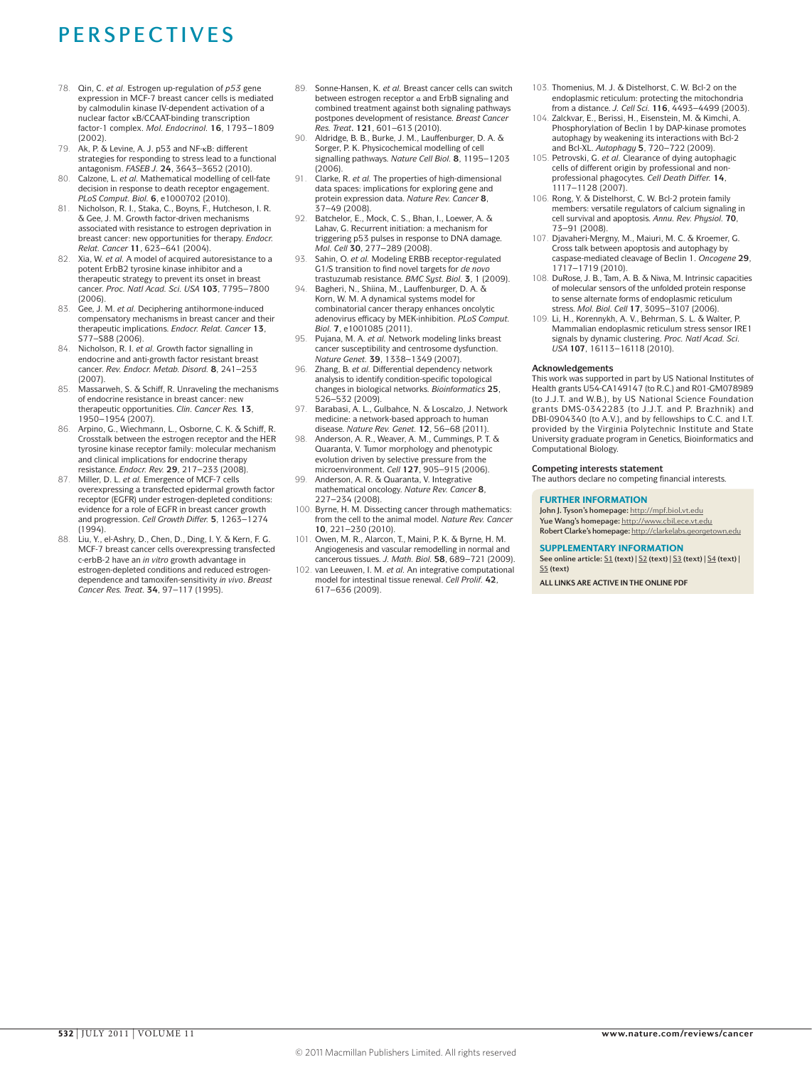78. Qin, C. *et al.* Estrogen up-regulation of *p53* gene expression in MCF-7 breast cancer cells is mediated by calmodulin kinase IV-dependent activation of a nuclear factor κB/CCAAT-binding transcription factor-1 complex. *Mol. Endocrinol.* **16**, 1793–1809 (2002).
79. Ak, P. & Levine, A. J. p53 and NF-κB: different strategies for responding to stress lead to a functional antagonism. *FASEB J.* **24**, 3643–3652 (2010).
80. Calzone, L. *et al.* Mathematical modelling of cell-fate decision in response to death receptor engagement. *PLoS Comput. Biol.* **6**, e1000702 (2010).
81. Nicholson, R. I., Staka, C., Boyns, F., Hutcheson, I. R. & Gee, J. M. Growth factor-driven mechanisms associated with resistance to estrogen deprivation in breast cancer: new opportunities for therapy. *Endocr. Relat. Cancer* **11**, 623–641 (2004).
82. Xia, W. *et al.* A model of acquired autoresistance to a potent ErbB2 tyrosine kinase inhibitor and a therapeutic strategy to prevent its onset in breast cancer. *Proc. Natl Acad. Sci. USA* **103**, 7795–7800 (2006).
83. Gee, J. M. *et al.* Deciphering antihormone-induced compensatory mechanisms in breast cancer and their therapeutic implications. *Endocr. Relat. Cancer* **13**, S77–S88 (2006).
84. Nicholson, R. I. *et al.* Growth factor signalling in endocrine and anti-growth factor resistant breast cancer. *Rev. Endocr. Metab. Disord.* **8**, 241–253 (2007).
85. Massarweh, S. & Schiff, R. Unraveling the mechanisms of endocrine resistance in breast cancer: new therapeutic opportunities. *Clin. Cancer Res.* **13**, 1950–1954 (2007).
86. Arpino, G., Wiechmann, L., Osborne, C. K. & Schiff, R. Crosstalk between the estrogen receptor and the HER tyrosine kinase receptor family: molecular mechanism and clinical implications for endocrine therapy resistance. *Endocr. Rev.* **29**, 217–233 (2008).
87. Miller, D. L. *et al.* Emergence of MCF-7 cells overexpressing a transfected epidermal growth factor receptor (EGFR) under estrogen-depleted conditions: evidence for a role of EGFR in breast cancer growth and progression. *Cell Growth Differ.* **5**, 1263–1274 (1994).
88. Liu, Y., el-Ashry, D., Chen, D., Ding, I. Y. & Kern, F. G. MCF-7 breast cancer cells overexpressing transfected c-erbB-2 have an *in vitro* growth advantage in estrogen-depleted conditions and reduced estrogen-dependence and tamoxifen-sensitivity *in vivo*. *Breast Cancer Res. Treat.* **34**, 97–117 (1995).
89. Sonne-Hansen, K. *et al.* Breast cancer cells can switch between estrogen receptor α and ErbB signaling and combined treatment against both signaling pathways postpones development of resistance. *Breast Cancer Res. Treat.* **121**, 601–613 (2010).
90. Aldridge, B. B., Burke, J. M., Lauffenburger, D. A. & Sorger, P. K. Physicochemical modelling of cell signalling pathways. *Nature Cell Biol.* **8**, 1195–1203 (2006).
91. Clarke, R. *et al.* The properties of high-dimensional data spaces: implications for exploring gene and protein expression data. *Nature Rev. Cancer* **8**, 37–49 (2008).
92. Batchelor, E., Mock, C. S., Bhan, I., Loewer, A. & Lahav, G. Recurrent initiation: a mechanism for triggering p53 pulses in response to DNA damage. *Mol. Cell* **30**, 277–289 (2008).
93. Sahin, O. *et al.* Modeling ERBB receptor-regulated G1/S transition to find novel targets for *de novo* trastuzumab resistance. *BMC Syst. Biol.* **3**, 1 (2009).
94. Bagheri, N., Shiina, M., Lauffenburger, D. A. & Korn, W. M. A dynamical systems model for combinatorial cancer therapy enhances oncolytic adenovirus efficacy by MEK-inhibition. *PLoS Comput. Biol.* **7**, e1001085 (2011).
95. Pujana, M. A. *et al.* Network modeling links breast cancer susceptibility and centrosome dysfunction. *Nature Genet.* **39**, 1338–1349 (2007).
96. Zhang, B. *et al.* Differential dependency network analysis to identify condition-specific topological changes in biological networks. *Bioinformatics* **25**, 526–532 (2009).
97. Barabasi, A. L., Gulbahce, N. & Loscalzo, J. Network medicine: a network-based approach to human disease. *Nature Rev. Genet.* **12**, 56–68 (2011).
98. Anderson, A. R., Weaver, A. M., Cummings, P. T. & Quaranta, V. Tumor morphology and phenotypic evolution driven by selective pressure from the microenvironment. *Cell* **127**, 905–915 (2006).
99. Anderson, A. R. & Quaranta, V. Integrative mathematical oncology. *Nature Rev. Cancer* **8**, 227–234 (2008).
100. Byrne, H. M. Dissecting cancer through mathematics: from the cell to the animal model. *Nature Rev. Cancer* **10**, 221–230 (2010).
101. Owen, M. R., Alarcon, T., Maini, P. K. & Byrne, H. M. Angiogenesis and vascular remodelling in normal and cancerous tissues. *J. Math. Biol.* **58**, 689–721 (2009).
102. van Leeuwen, I. M. *et al.* An integrative computational model for intestinal tissue renewal. *Cell Prolif.* **42**, 617–636 (2009).
103. Thomenius, M. J. & Distelhorst, C. W. Bcl-2 on the endoplasmic reticulum: protecting the mitochondria from a distance. *J. Cell Sci.* **116**, 4493–4499 (2003).
104. Zalckvar, E., Berissi, H., Eisenstein, M. & Kimchi, A. Phosphorylation of Beclin 1 by DAP-kinase promotes autophagy by weakening its interactions with Bcl-2 and Bcl-XL. *Autophagy* **5**, 720–722 (2009).
105. Petrovski, G. *et al.* Clearance of dying autophagic cells of different origin by professional and non-professional phagocytes. *Cell Death Differ.* **14**, 1117–1128 (2007).
106. Rong, Y. & Distelhorst, C. W. Bcl-2 protein family members: versatile regulators of calcium signaling in cell survival and apoptosis. *Annu. Rev. Physiol.* **70**, 73–91 (2008).
107. Djavaheri-Mergny, M., Maiuri, M. C. & Kroemer, G. Cross talk between apoptosis and autophagy by caspase-mediated cleavage of Beclin 1. *Oncogene* **29**, 1717–1719 (2010).
108. DuRose, J. B., Tam, A. B. & Niwa, M. Intrinsic capacities of molecular sensors of the unfolded protein response to sense alternate forms of endoplasmic reticulum stress. *Mol. Biol. Cell* **17**, 3095–3107 (2006).
109. Li, H., Korennykh, A. V., Behrman, S. L. & Walter, P. Mammalian endoplasmic reticulum stress sensor IRE1 signals by dynamic clustering. *Proc. Natl Acad. Sci. USA* **107**, 16113–16118 (2010).

### Acknowledgements

This work was supported in part by US National Institutes of Health grants U54-CA149147 (to R.C.) and R01-GM078989 (to J.J.T. and W.B.), by US National Science Foundation grants DMS-0342283 (to J.J.T. and P. Brazhnik) and DBI-0904340 (to A.V.), and by fellowships to C.C. and I.T. provided by the Virginia Polytechnic Institute and State University graduate program in Genetics, Bioinformatics and Computational Biology.

### Competing interests statement

The authors declare no competing financial interests.

### FURTHER INFORMATION

John J. Tyson's homepage: http://mpf.biol.vt.edu
Yue Wang's homepage: http://www.cbil.ece.vt.edu
Robert Clarke's homepage: http://clarkelabs.georgetown.edu

### SUPPLEMENTARY INFORMATION

See online article: S1 (text) | S2 (text) | S3 (text) | S4 (text) | S5 (text)

ALL LINKS ARE ACTIVE IN THE ONLINE PDF